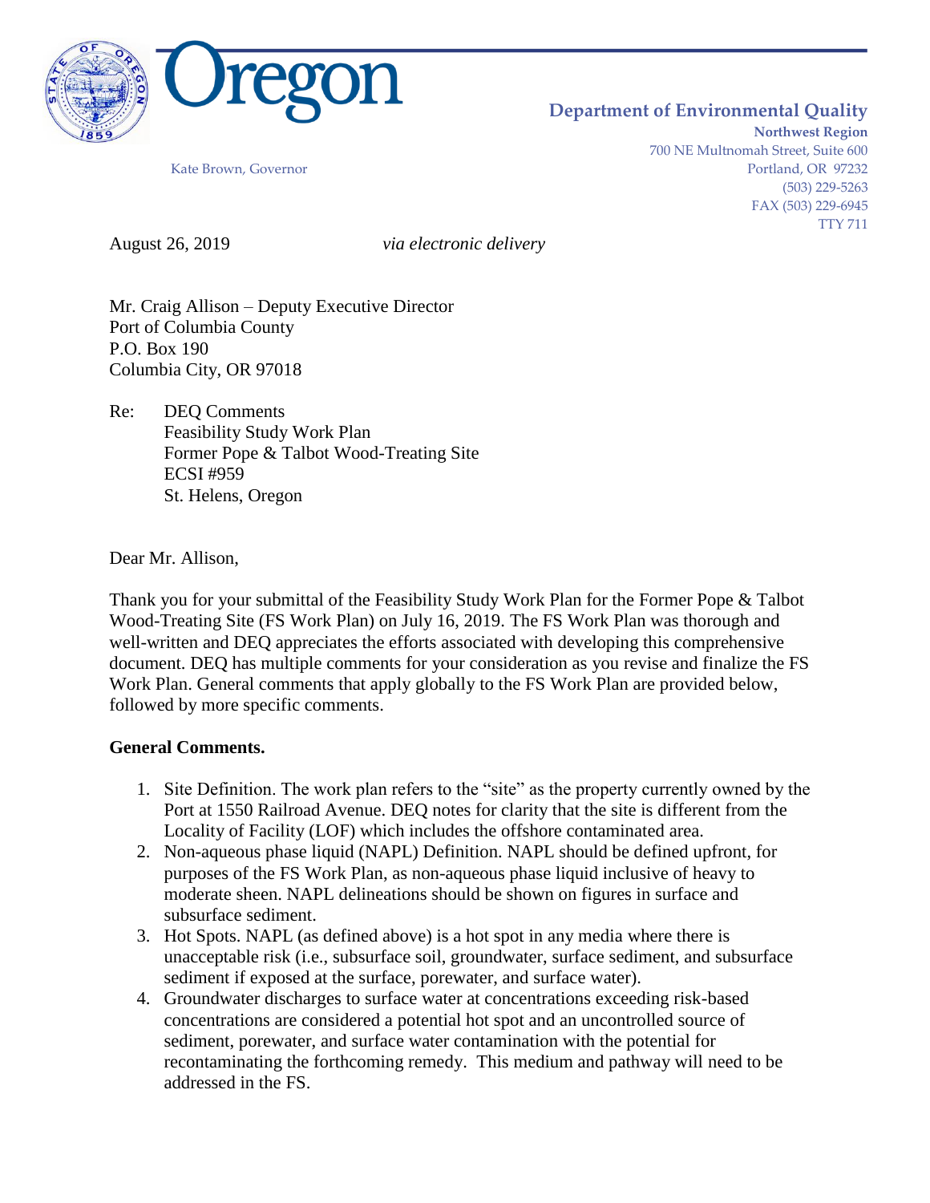Oregon

Kate Brown, Governor

**Department of Environmental Quality**
**Northwest Region**
700 NE Multnomah Street, Suite 600
Portland, OR 97232
(503) 229-5263
FAX (503) 229-6945
TTY 711

August 26, 2019 *via electronic delivery*

Mr. Craig Allison – Deputy Executive Director
Port of Columbia County
P.O. Box 190
Columbia City, OR 97018

Re: DEQ Comments
Feasibility Study Work Plan
Former Pope & Talbot Wood-Treating Site
ECSI #959
St. Helens, Oregon

Dear Mr. Allison,

Thank you for your submittal of the Feasibility Study Work Plan for the Former Pope & Talbot Wood-Treating Site (FS Work Plan) on July 16, 2019. The FS Work Plan was thorough and well-written and DEQ appreciates the efforts associated with developing this comprehensive document. DEQ has multiple comments for your consideration as you revise and finalize the FS Work Plan. General comments that apply globally to the FS Work Plan are provided below, followed by more specific comments.

**General Comments.**

1. Site Definition. The work plan refers to the "site" as the property currently owned by the Port at 1550 Railroad Avenue. DEQ notes for clarity that the site is different from the Locality of Facility (LOF) which includes the offshore contaminated area.
2. Non-aqueous phase liquid (NAPL) Definition. NAPL should be defined upfront, for purposes of the FS Work Plan, as non-aqueous phase liquid inclusive of heavy to moderate sheen. NAPL delineations should be shown on figures in surface and subsurface sediment.
3. Hot Spots. NAPL (as defined above) is a hot spot in any media where there is unacceptable risk (i.e., subsurface soil, groundwater, surface sediment, and subsurface sediment if exposed at the surface, porewater, and surface water).
4. Groundwater discharges to surface water at concentrations exceeding risk-based concentrations are considered a potential hot spot and an uncontrolled source of sediment, porewater, and surface water contamination with the potential for recontaminating the forthcoming remedy. This medium and pathway will need to be addressed in the FS.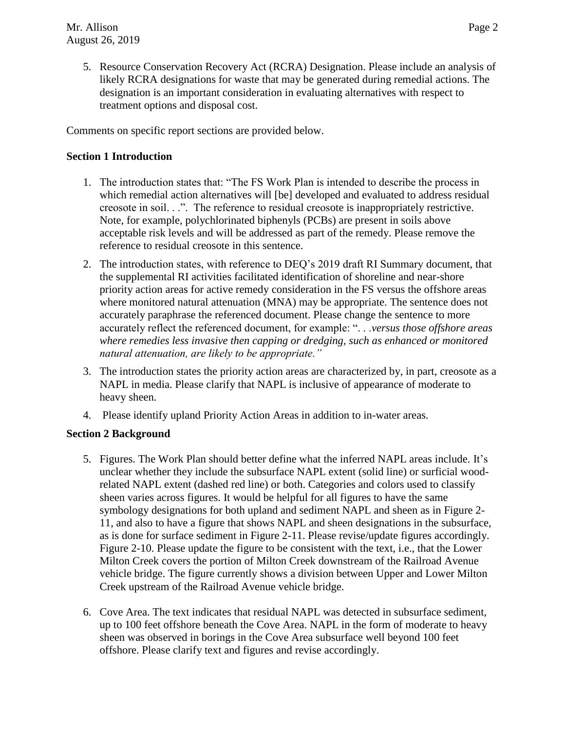5. Resource Conservation Recovery Act (RCRA) Designation. Please include an analysis of likely RCRA designations for waste that may be generated during remedial actions. The designation is an important consideration in evaluating alternatives with respect to treatment options and disposal cost.

Comments on specific report sections are provided below.

**Section 1 Introduction**

1. The introduction states that: "The FS Work Plan is intended to describe the process in which remedial action alternatives will [be] developed and evaluated to address residual creosote in soil. . .". The reference to residual creosote is inappropriately restrictive. Note, for example, polychlorinated biphenyls (PCBs) are present in soils above acceptable risk levels and will be addressed as part of the remedy. Please remove the reference to residual creosote in this sentence.
2. The introduction states, with reference to DEQ's 2019 draft RI Summary document, that the supplemental RI activities facilitated identification of shoreline and near-shore priority action areas for active remedy consideration in the FS versus the offshore areas where monitored natural attenuation (MNA) may be appropriate. The sentence does not accurately paraphrase the referenced document. Please change the sentence to more accurately reflect the referenced document, for example: ". . .*versus those offshore areas where remedies less invasive then capping or dredging, such as enhanced or monitored natural attenuation, are likely to be appropriate."*
3. The introduction states the priority action areas are characterized by, in part, creosote as a NAPL in media. Please clarify that NAPL is inclusive of appearance of moderate to heavy sheen.
4. Please identify upland Priority Action Areas in addition to in-water areas.

**Section 2 Background**

5. Figures. The Work Plan should better define what the inferred NAPL areas include. It's unclear whether they include the subsurface NAPL extent (solid line) or surficial wood-related NAPL extent (dashed red line) or both. Categories and colors used to classify sheen varies across figures. It would be helpful for all figures to have the same symbology designations for both upland and sediment NAPL and sheen as in Figure 2-11, and also to have a figure that shows NAPL and sheen designations in the subsurface, as is done for surface sediment in Figure 2-11. Please revise/update figures accordingly. Figure 2-10. Please update the figure to be consistent with the text, i.e., that the Lower Milton Creek covers the portion of Milton Creek downstream of the Railroad Avenue vehicle bridge. The figure currently shows a division between Upper and Lower Milton Creek upstream of the Railroad Avenue vehicle bridge.

6. Cove Area. The text indicates that residual NAPL was detected in subsurface sediment, up to 100 feet offshore beneath the Cove Area. NAPL in the form of moderate to heavy sheen was observed in borings in the Cove Area subsurface well beyond 100 feet offshore. Please clarify text and figures and revise accordingly.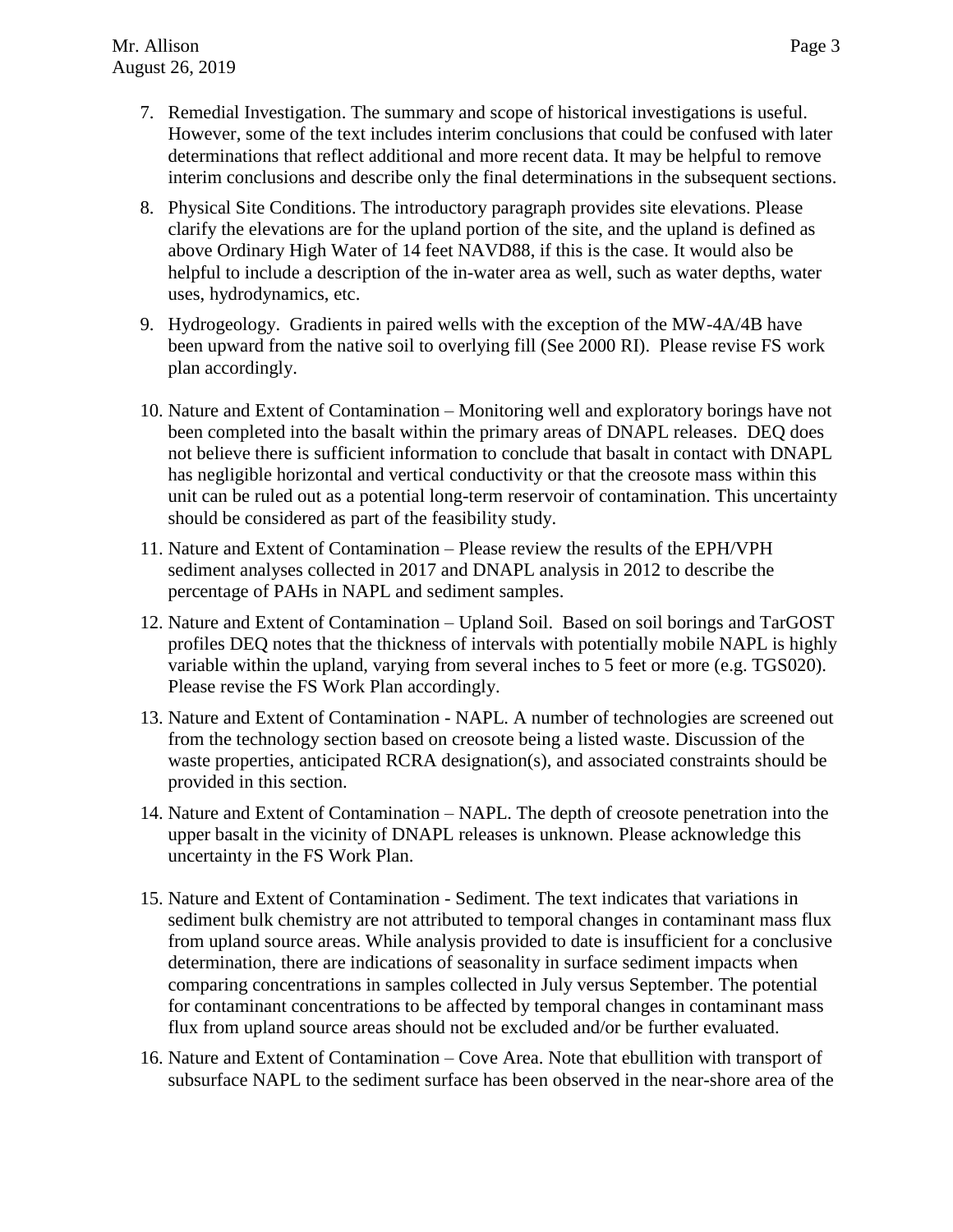7. Remedial Investigation. The summary and scope of historical investigations is useful. However, some of the text includes interim conclusions that could be confused with later determinations that reflect additional and more recent data. It may be helpful to remove interim conclusions and describe only the final determinations in the subsequent sections.

8. Physical Site Conditions. The introductory paragraph provides site elevations. Please clarify the elevations are for the upland portion of the site, and the upland is defined as above Ordinary High Water of 14 feet NAVD88, if this is the case. It would also be helpful to include a description of the in-water area as well, such as water depths, water uses, hydrodynamics, etc.

9. Hydrogeology. Gradients in paired wells with the exception of the MW-4A/4B have been upward from the native soil to overlying fill (See 2000 RI). Please revise FS work plan accordingly.

10. Nature and Extent of Contamination – Monitoring well and exploratory borings have not been completed into the basalt within the primary areas of DNAPL releases. DEQ does not believe there is sufficient information to conclude that basalt in contact with DNAPL has negligible horizontal and vertical conductivity or that the creosote mass within this unit can be ruled out as a potential long-term reservoir of contamination. This uncertainty should be considered as part of the feasibility study.

11. Nature and Extent of Contamination – Please review the results of the EPH/VPH sediment analyses collected in 2017 and DNAPL analysis in 2012 to describe the percentage of PAHs in NAPL and sediment samples.

12. Nature and Extent of Contamination – Upland Soil. Based on soil borings and TarGOST profiles DEQ notes that the thickness of intervals with potentially mobile NAPL is highly variable within the upland, varying from several inches to 5 feet or more (e.g. TGS020). Please revise the FS Work Plan accordingly.

13. Nature and Extent of Contamination - NAPL. A number of technologies are screened out from the technology section based on creosote being a listed waste. Discussion of the waste properties, anticipated RCRA designation(s), and associated constraints should be provided in this section.

14. Nature and Extent of Contamination – NAPL. The depth of creosote penetration into the upper basalt in the vicinity of DNAPL releases is unknown. Please acknowledge this uncertainty in the FS Work Plan.

15. Nature and Extent of Contamination - Sediment. The text indicates that variations in sediment bulk chemistry are not attributed to temporal changes in contaminant mass flux from upland source areas. While analysis provided to date is insufficient for a conclusive determination, there are indications of seasonality in surface sediment impacts when comparing concentrations in samples collected in July versus September. The potential for contaminant concentrations to be affected by temporal changes in contaminant mass flux from upland source areas should not be excluded and/or be further evaluated.

16. Nature and Extent of Contamination – Cove Area. Note that ebullition with transport of subsurface NAPL to the sediment surface has been observed in the near-shore area of the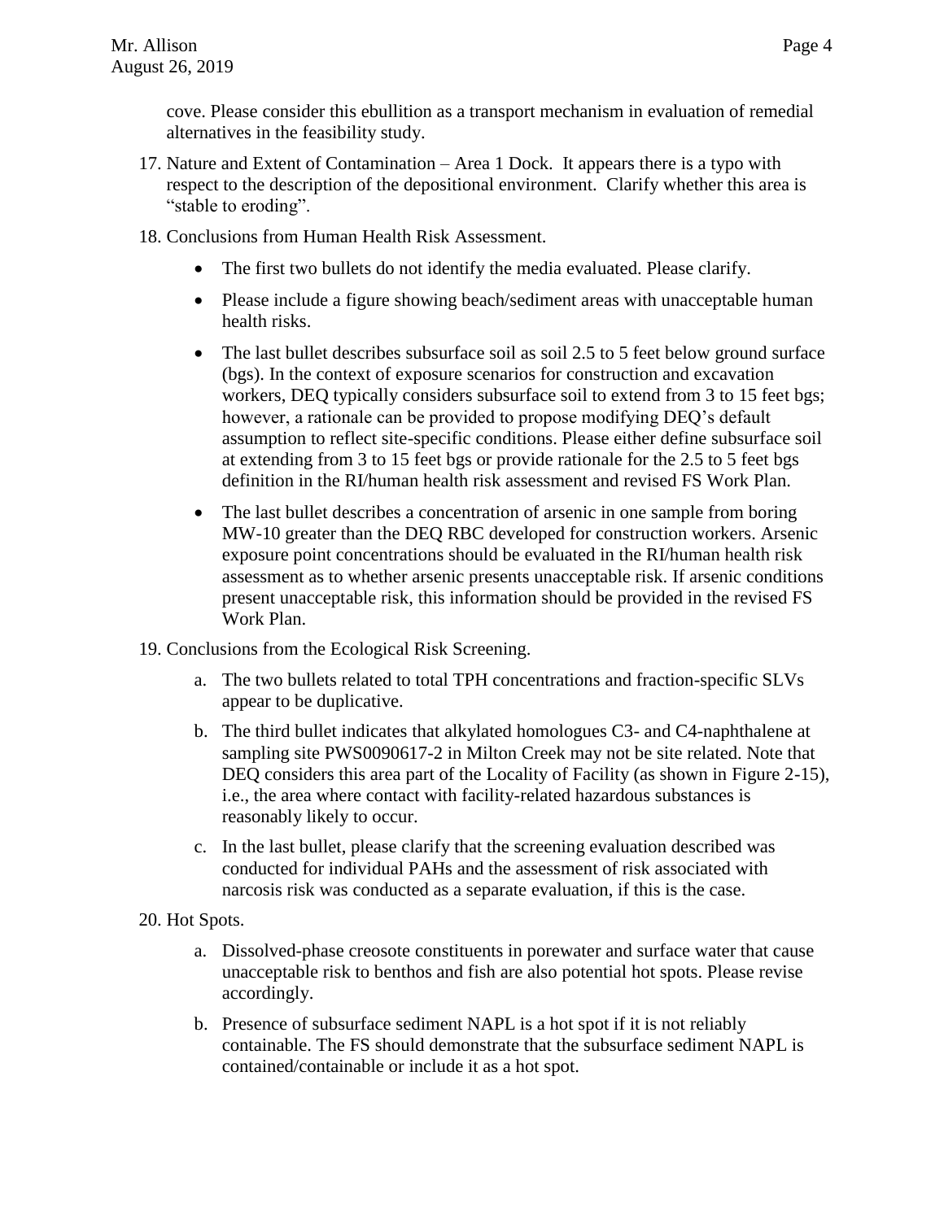cove. Please consider this ebullition as a transport mechanism in evaluation of remedial alternatives in the feasibility study.

17. Nature and Extent of Contamination – Area 1 Dock. It appears there is a typo with respect to the description of the depositional environment. Clarify whether this area is "stable to eroding".

18. Conclusions from Human Health Risk Assessment.

    - The first two bullets do not identify the media evaluated. Please clarify.
    - Please include a figure showing beach/sediment areas with unacceptable human health risks.
    - The last bullet describes subsurface soil as soil 2.5 to 5 feet below ground surface (bgs). In the context of exposure scenarios for construction and excavation workers, DEQ typically considers subsurface soil to extend from 3 to 15 feet bgs; however, a rationale can be provided to propose modifying DEQ's default assumption to reflect site-specific conditions. Please either define subsurface soil at extending from 3 to 15 feet bgs or provide rationale for the 2.5 to 5 feet bgs definition in the RI/human health risk assessment and revised FS Work Plan.
    - The last bullet describes a concentration of arsenic in one sample from boring MW-10 greater than the DEQ RBC developed for construction workers. Arsenic exposure point concentrations should be evaluated in the RI/human health risk assessment as to whether arsenic presents unacceptable risk. If arsenic conditions present unacceptable risk, this information should be provided in the revised FS Work Plan.

19. Conclusions from the Ecological Risk Screening.

    a. The two bullets related to total TPH concentrations and fraction-specific SLVs appear to be duplicative.

    b. The third bullet indicates that alkylated homologues C3- and C4-naphthalene at sampling site PWS0090617-2 in Milton Creek may not be site related. Note that DEQ considers this area part of the Locality of Facility (as shown in Figure 2-15), i.e., the area where contact with facility-related hazardous substances is reasonably likely to occur.

    c. In the last bullet, please clarify that the screening evaluation described was conducted for individual PAHs and the assessment of risk associated with narcosis risk was conducted as a separate evaluation, if this is the case.

20. Hot Spots.

    a. Dissolved-phase creosote constituents in porewater and surface water that cause unacceptable risk to benthos and fish are also potential hot spots. Please revise accordingly.

    b. Presence of subsurface sediment NAPL is a hot spot if it is not reliably containable. The FS should demonstrate that the subsurface sediment NAPL is contained/containable or include it as a hot spot.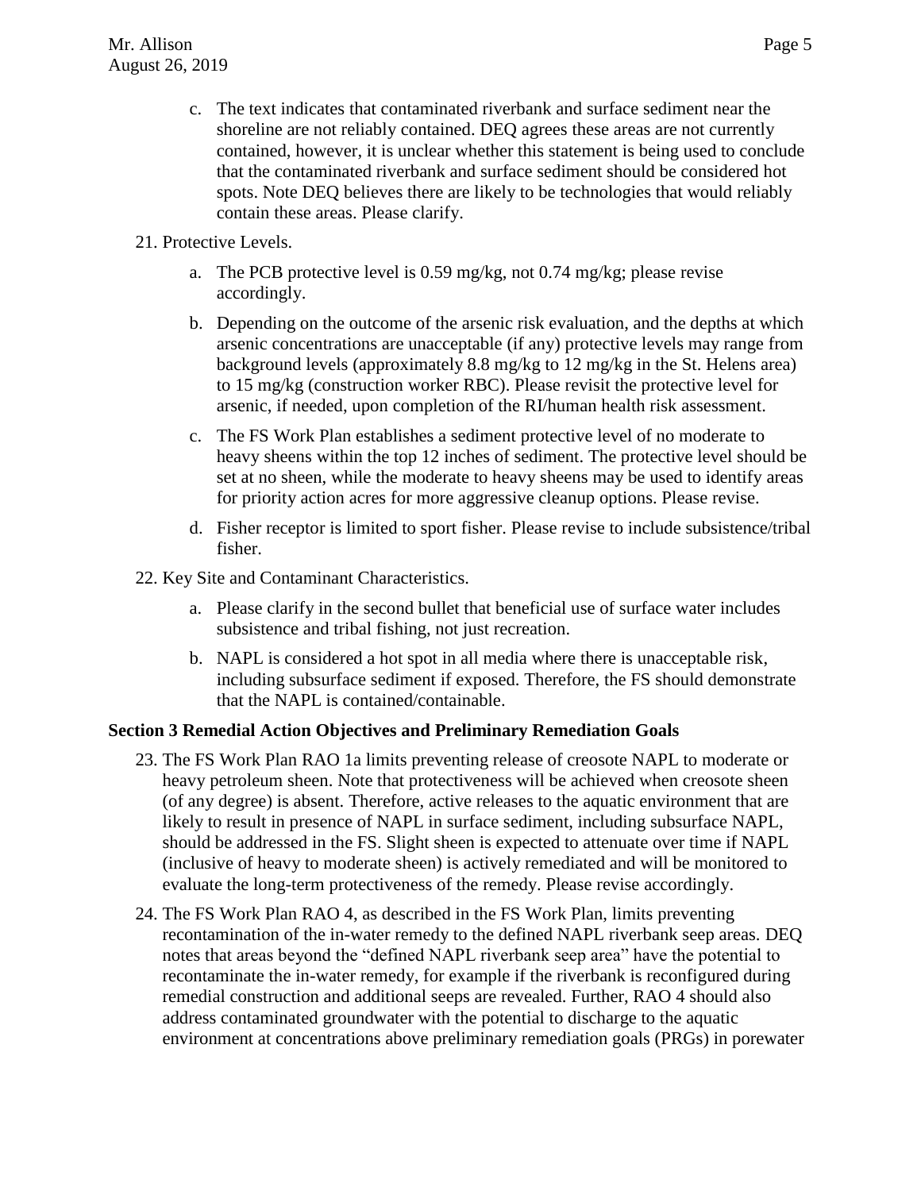c. The text indicates that contaminated riverbank and surface sediment near the shoreline are not reliably contained. DEQ agrees these areas are not currently contained, however, it is unclear whether this statement is being used to conclude that the contaminated riverbank and surface sediment should be considered hot spots. Note DEQ believes there are likely to be technologies that would reliably contain these areas. Please clarify.

21. Protective Levels.

    a. The PCB protective level is 0.59 mg/kg, not 0.74 mg/kg; please revise accordingly.

    b. Depending on the outcome of the arsenic risk evaluation, and the depths at which arsenic concentrations are unacceptable (if any) protective levels may range from background levels (approximately 8.8 mg/kg to 12 mg/kg in the St. Helens area) to 15 mg/kg (construction worker RBC). Please revisit the protective level for arsenic, if needed, upon completion of the RI/human health risk assessment.

    c. The FS Work Plan establishes a sediment protective level of no moderate to heavy sheens within the top 12 inches of sediment. The protective level should be set at no sheen, while the moderate to heavy sheens may be used to identify areas for priority action acres for more aggressive cleanup options. Please revise.

    d. Fisher receptor is limited to sport fisher. Please revise to include subsistence/tribal fisher.

22. Key Site and Contaminant Characteristics.

    a. Please clarify in the second bullet that beneficial use of surface water includes subsistence and tribal fishing, not just recreation.

    b. NAPL is considered a hot spot in all media where there is unacceptable risk, including subsurface sediment if exposed. Therefore, the FS should demonstrate that the NAPL is contained/containable.

**Section 3 Remedial Action Objectives and Preliminary Remediation Goals**

23. The FS Work Plan RAO 1a limits preventing release of creosote NAPL to moderate or heavy petroleum sheen. Note that protectiveness will be achieved when creosote sheen (of any degree) is absent. Therefore, active releases to the aquatic environment that are likely to result in presence of NAPL in surface sediment, including subsurface NAPL, should be addressed in the FS. Slight sheen is expected to attenuate over time if NAPL (inclusive of heavy to moderate sheen) is actively remediated and will be monitored to evaluate the long-term protectiveness of the remedy. Please revise accordingly.

24. The FS Work Plan RAO 4, as described in the FS Work Plan, limits preventing recontamination of the in-water remedy to the defined NAPL riverbank seep areas. DEQ notes that areas beyond the "defined NAPL riverbank seep area" have the potential to recontaminate the in-water remedy, for example if the riverbank is reconfigured during remedial construction and additional seeps are revealed. Further, RAO 4 should also address contaminated groundwater with the potential to discharge to the aquatic environment at concentrations above preliminary remediation goals (PRGs) in porewater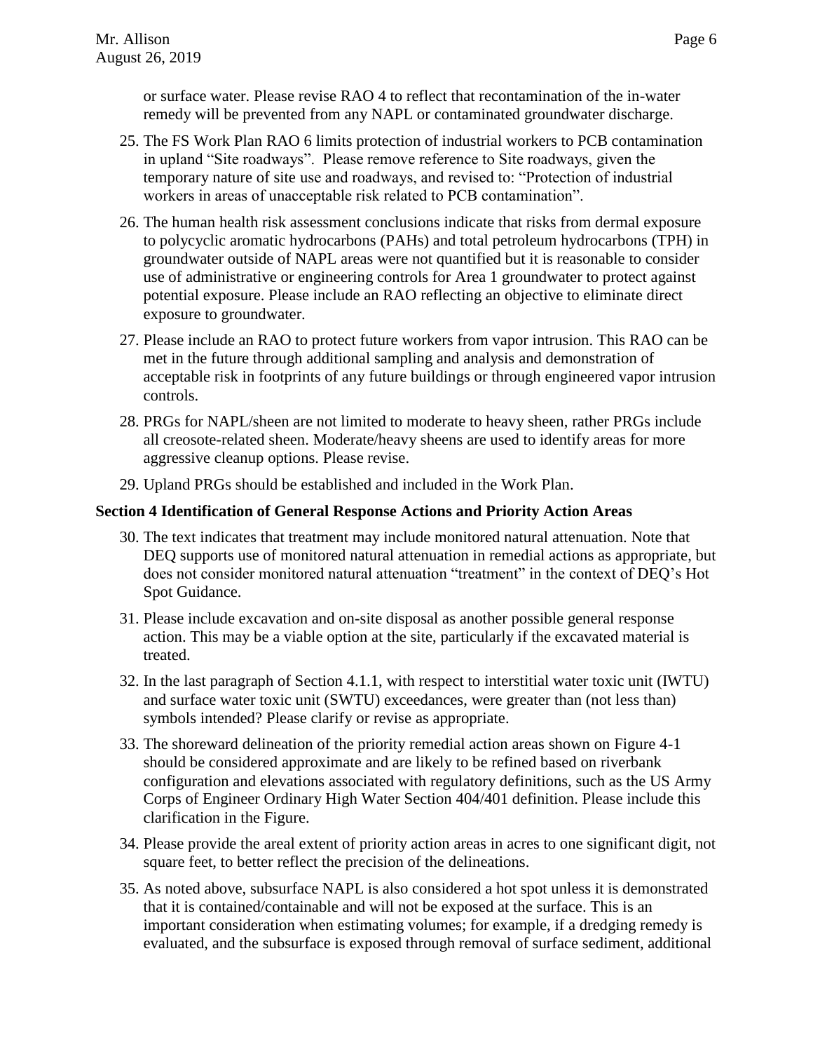or surface water. Please revise RAO 4 to reflect that recontamination of the in-water remedy will be prevented from any NAPL or contaminated groundwater discharge.

25. The FS Work Plan RAO 6 limits protection of industrial workers to PCB contamination in upland "Site roadways". Please remove reference to Site roadways, given the temporary nature of site use and roadways, and revised to: "Protection of industrial workers in areas of unacceptable risk related to PCB contamination".

26. The human health risk assessment conclusions indicate that risks from dermal exposure to polycyclic aromatic hydrocarbons (PAHs) and total petroleum hydrocarbons (TPH) in groundwater outside of NAPL areas were not quantified but it is reasonable to consider use of administrative or engineering controls for Area 1 groundwater to protect against potential exposure. Please include an RAO reflecting an objective to eliminate direct exposure to groundwater.

27. Please include an RAO to protect future workers from vapor intrusion. This RAO can be met in the future through additional sampling and analysis and demonstration of acceptable risk in footprints of any future buildings or through engineered vapor intrusion controls.

28. PRGs for NAPL/sheen are not limited to moderate to heavy sheen, rather PRGs include all creosote-related sheen. Moderate/heavy sheens are used to identify areas for more aggressive cleanup options. Please revise.

29. Upland PRGs should be established and included in the Work Plan.

**Section 4 Identification of General Response Actions and Priority Action Areas**

30. The text indicates that treatment may include monitored natural attenuation. Note that DEQ supports use of monitored natural attenuation in remedial actions as appropriate, but does not consider monitored natural attenuation "treatment" in the context of DEQ's Hot Spot Guidance.

31. Please include excavation and on-site disposal as another possible general response action. This may be a viable option at the site, particularly if the excavated material is treated.

32. In the last paragraph of Section 4.1.1, with respect to interstitial water toxic unit (IWTU) and surface water toxic unit (SWTU) exceedances, were greater than (not less than) symbols intended? Please clarify or revise as appropriate.

33. The shoreward delineation of the priority remedial action areas shown on Figure 4-1 should be considered approximate and are likely to be refined based on riverbank configuration and elevations associated with regulatory definitions, such as the US Army Corps of Engineer Ordinary High Water Section 404/401 definition. Please include this clarification in the Figure.

34. Please provide the areal extent of priority action areas in acres to one significant digit, not square feet, to better reflect the precision of the delineations.

35. As noted above, subsurface NAPL is also considered a hot spot unless it is demonstrated that it is contained/containable and will not be exposed at the surface. This is an important consideration when estimating volumes; for example, if a dredging remedy is evaluated, and the subsurface is exposed through removal of surface sediment, additional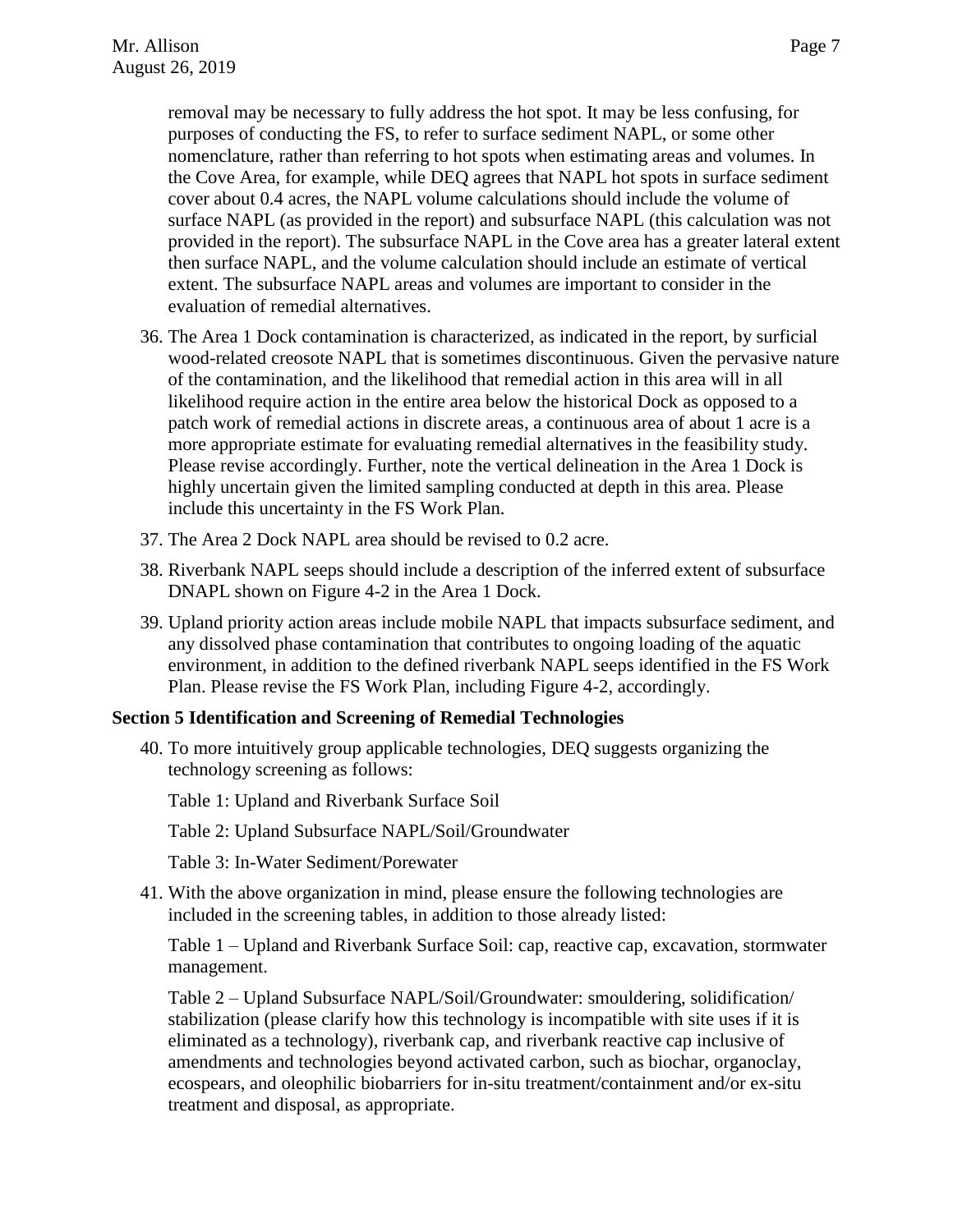removal may be necessary to fully address the hot spot. It may be less confusing, for purposes of conducting the FS, to refer to surface sediment NAPL, or some other nomenclature, rather than referring to hot spots when estimating areas and volumes. In the Cove Area, for example, while DEQ agrees that NAPL hot spots in surface sediment cover about 0.4 acres, the NAPL volume calculations should include the volume of surface NAPL (as provided in the report) and subsurface NAPL (this calculation was not provided in the report). The subsurface NAPL in the Cove area has a greater lateral extent then surface NAPL, and the volume calculation should include an estimate of vertical extent. The subsurface NAPL areas and volumes are important to consider in the evaluation of remedial alternatives.

36. The Area 1 Dock contamination is characterized, as indicated in the report, by surficial wood-related creosote NAPL that is sometimes discontinuous. Given the pervasive nature of the contamination, and the likelihood that remedial action in this area will in all likelihood require action in the entire area below the historical Dock as opposed to a patch work of remedial actions in discrete areas, a continuous area of about 1 acre is a more appropriate estimate for evaluating remedial alternatives in the feasibility study. Please revise accordingly. Further, note the vertical delineation in the Area 1 Dock is highly uncertain given the limited sampling conducted at depth in this area. Please include this uncertainty in the FS Work Plan.
37. The Area 2 Dock NAPL area should be revised to 0.2 acre.
38. Riverbank NAPL seeps should include a description of the inferred extent of subsurface DNAPL shown on Figure 4-2 in the Area 1 Dock.
39. Upland priority action areas include mobile NAPL that impacts subsurface sediment, and any dissolved phase contamination that contributes to ongoing loading of the aquatic environment, in addition to the defined riverbank NAPL seeps identified in the FS Work Plan. Please revise the FS Work Plan, including Figure 4-2, accordingly.

**Section 5 Identification and Screening of Remedial Technologies**

40. To more intuitively group applicable technologies, DEQ suggests organizing the technology screening as follows:

    Table 1: Upland and Riverbank Surface Soil

    Table 2: Upland Subsurface NAPL/Soil/Groundwater

    Table 3: In-Water Sediment/Porewater

41. With the above organization in mind, please ensure the following technologies are included in the screening tables, in addition to those already listed:

    Table 1 – Upland and Riverbank Surface Soil: cap, reactive cap, excavation, stormwater management.

    Table 2 – Upland Subsurface NAPL/Soil/Groundwater: smouldering, solidification/stabilization (please clarify how this technology is incompatible with site uses if it is eliminated as a technology), riverbank cap, and riverbank reactive cap inclusive of amendments and technologies beyond activated carbon, such as biochar, organoclay, ecospears, and oleophilic biobarriers for in-situ treatment/containment and/or ex-situ treatment and disposal, as appropriate.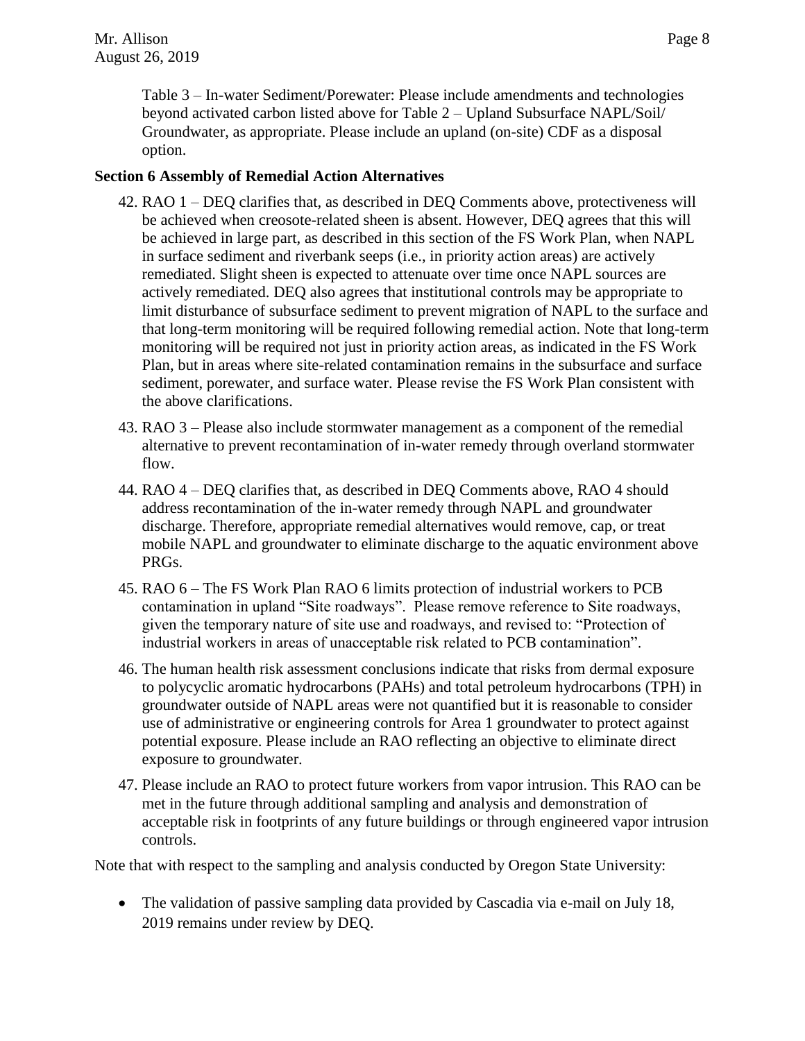Table 3 – In-water Sediment/Porewater: Please include amendments and technologies beyond activated carbon listed above for Table 2 – Upland Subsurface NAPL/Soil/ Groundwater, as appropriate. Please include an upland (on-site) CDF as a disposal option.

**Section 6 Assembly of Remedial Action Alternatives**

42. RAO 1 – DEQ clarifies that, as described in DEQ Comments above, protectiveness will be achieved when creosote-related sheen is absent. However, DEQ agrees that this will be achieved in large part, as described in this section of the FS Work Plan, when NAPL in surface sediment and riverbank seeps (i.e., in priority action areas) are actively remediated. Slight sheen is expected to attenuate over time once NAPL sources are actively remediated. DEQ also agrees that institutional controls may be appropriate to limit disturbance of subsurface sediment to prevent migration of NAPL to the surface and that long-term monitoring will be required following remedial action. Note that long-term monitoring will be required not just in priority action areas, as indicated in the FS Work Plan, but in areas where site-related contamination remains in the subsurface and surface sediment, porewater, and surface water. Please revise the FS Work Plan consistent with the above clarifications.
43. RAO 3 – Please also include stormwater management as a component of the remedial alternative to prevent recontamination of in-water remedy through overland stormwater flow.
44. RAO 4 – DEQ clarifies that, as described in DEQ Comments above, RAO 4 should address recontamination of the in-water remedy through NAPL and groundwater discharge. Therefore, appropriate remedial alternatives would remove, cap, or treat mobile NAPL and groundwater to eliminate discharge to the aquatic environment above PRGs.
45. RAO 6 – The FS Work Plan RAO 6 limits protection of industrial workers to PCB contamination in upland "Site roadways". Please remove reference to Site roadways, given the temporary nature of site use and roadways, and revised to: "Protection of industrial workers in areas of unacceptable risk related to PCB contamination".
46. The human health risk assessment conclusions indicate that risks from dermal exposure to polycyclic aromatic hydrocarbons (PAHs) and total petroleum hydrocarbons (TPH) in groundwater outside of NAPL areas were not quantified but it is reasonable to consider use of administrative or engineering controls for Area 1 groundwater to protect against potential exposure. Please include an RAO reflecting an objective to eliminate direct exposure to groundwater.
47. Please include an RAO to protect future workers from vapor intrusion. This RAO can be met in the future through additional sampling and analysis and demonstration of acceptable risk in footprints of any future buildings or through engineered vapor intrusion controls.

Note that with respect to the sampling and analysis conducted by Oregon State University:

- The validation of passive sampling data provided by Cascadia via e-mail on July 18, 2019 remains under review by DEQ.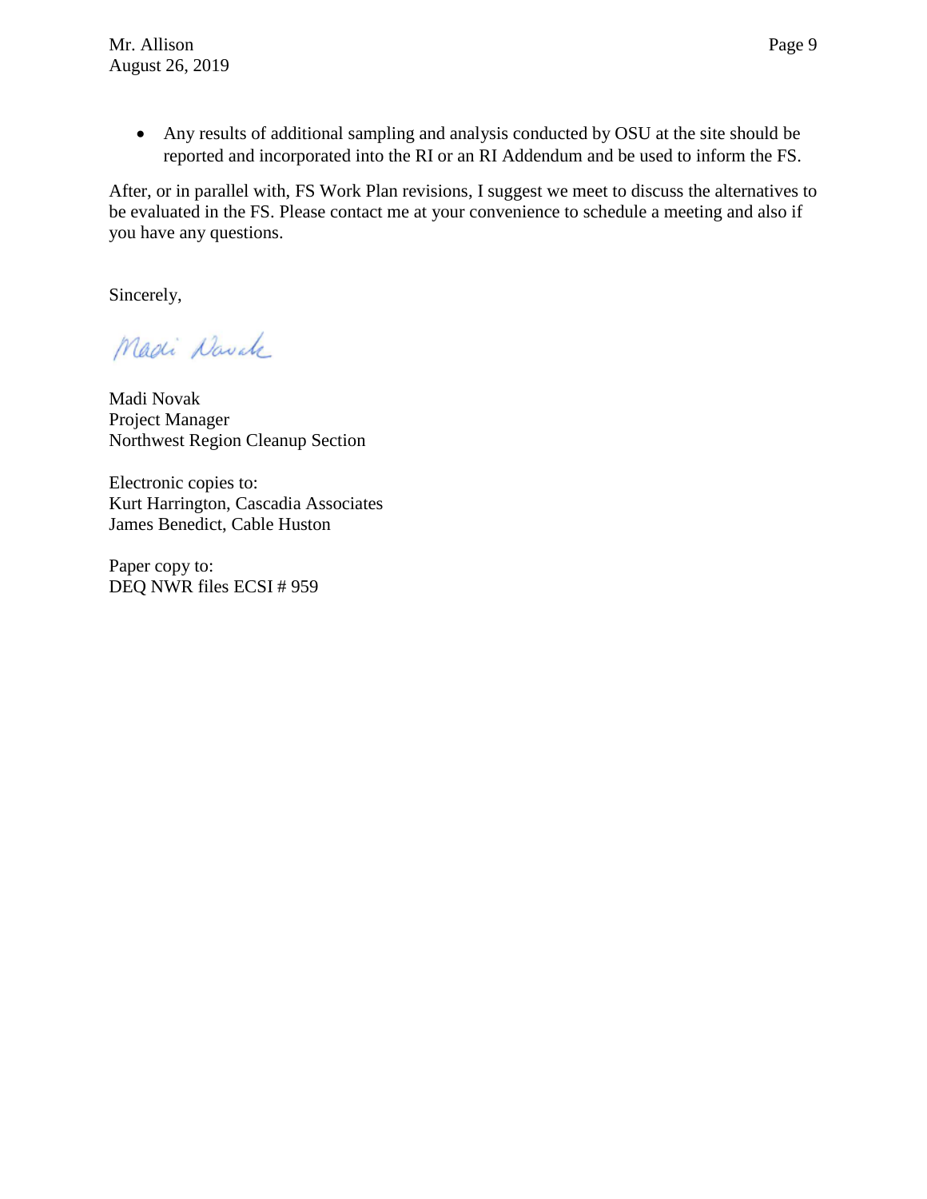- Any results of additional sampling and analysis conducted by OSU at the site should be reported and incorporated into the RI or an RI Addendum and be used to inform the FS.

After, or in parallel with, FS Work Plan revisions, I suggest we meet to discuss the alternatives to be evaluated in the FS. Please contact me at your convenience to schedule a meeting and also if you have any questions.

Sincerely,

Madi Novak

Madi Novak
Project Manager
Northwest Region Cleanup Section

Electronic copies to:
Kurt Harrington, Cascadia Associates
James Benedict, Cable Huston

Paper copy to:
DEQ NWR files ECSI # 959